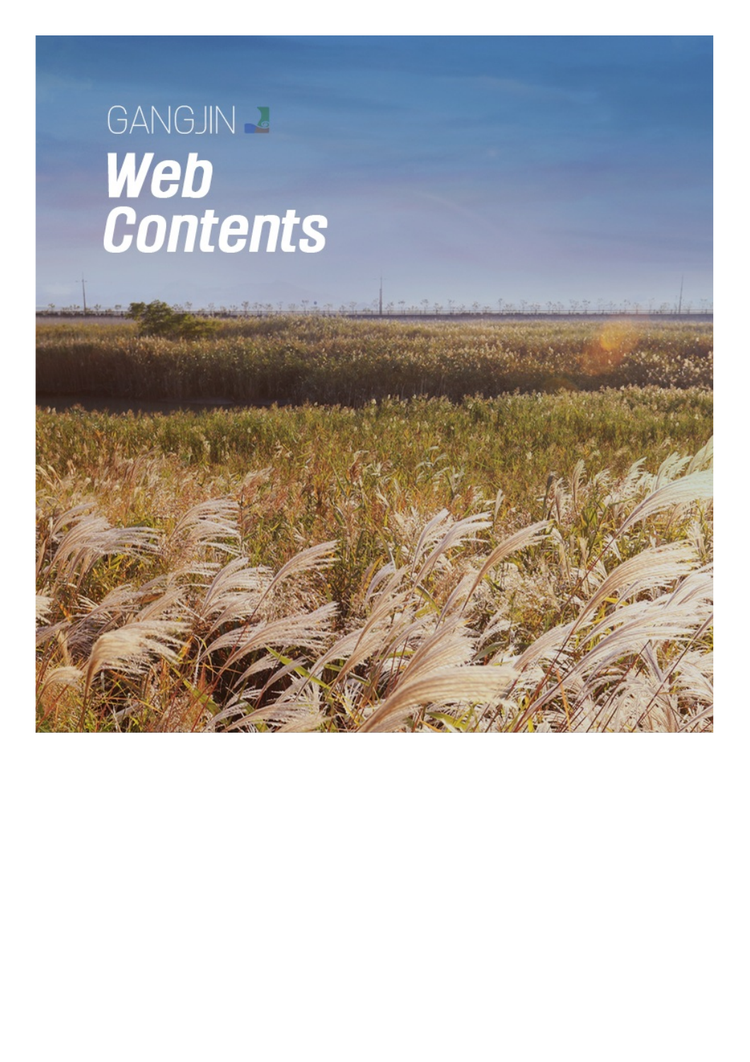GANGJIN

# Web Contents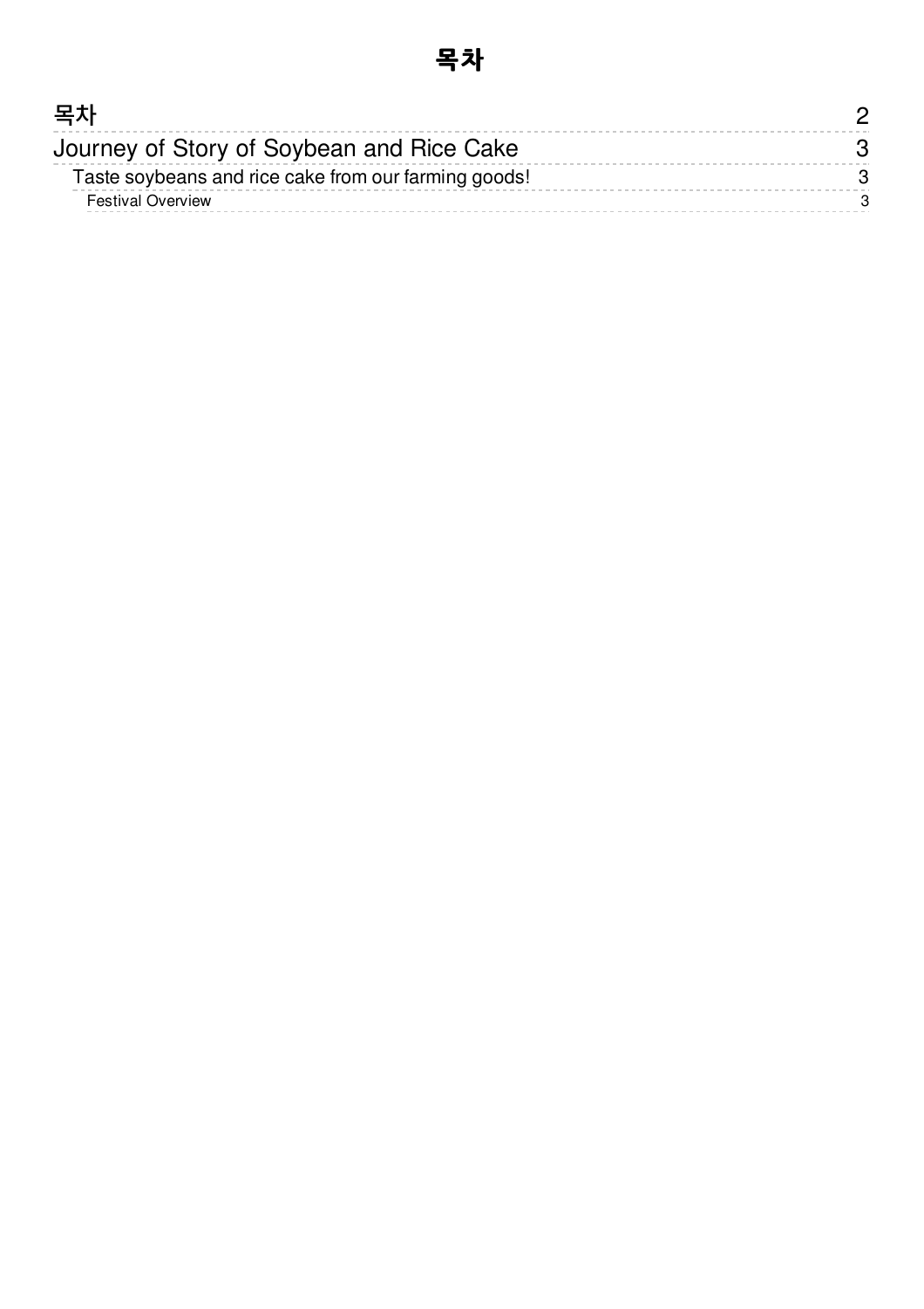# 목차

| | |
|---|---|
| 목차 | 2 |
| Journey of Story of Soybean and Rice Cake | 3 |
| Taste soybeans and rice cake from our farming goods! | 3 |
| Festival Overview | 3 |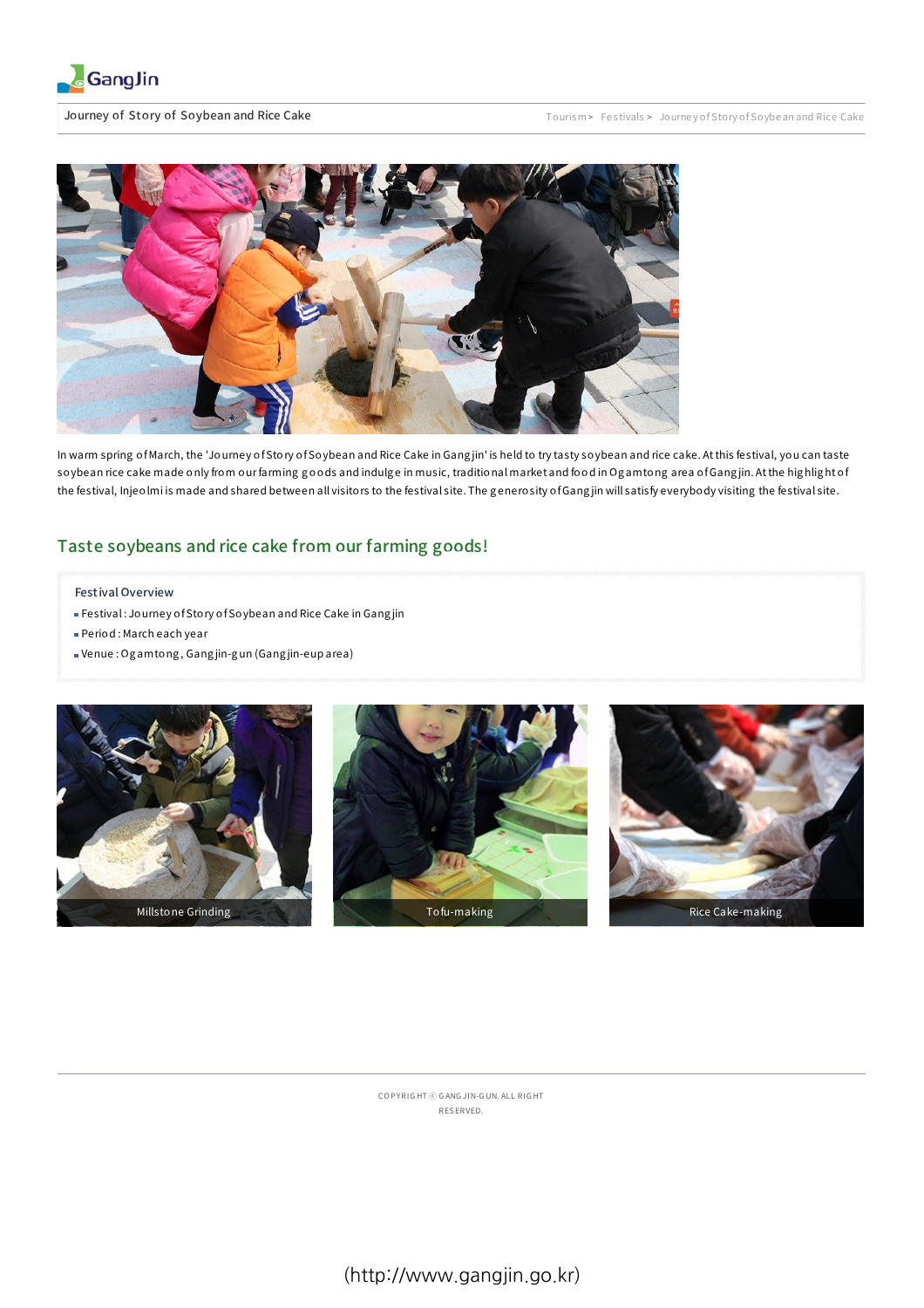GangJin

Journey of Story of Soybean and Rice Cake

Tourism > Festivals > Journey of Story of Soybean and Rice Cake

In warm spring of March, the 'Journey of Story of Soybean and Rice Cake in Gangjin' is held to try tasty soybean and rice cake. At this festival, you can taste soybean rice cake made only from our farming goods and indulge in music, traditional market and food in Ogamtong area of Gangjin. At the highlight of the festival, Injeolmi is made and shared between all visitors to the festival site. The generosity of Gangjin will satisfy everybody visiting the festival site.

## Taste soybeans and rice cake from our farming goods!

**Festival Overview**

- Festival : Journey of Story of Soybean and Rice Cake in Gangjin
- Period : March each year
- Venue : Ogamtong, Gangjin-gun (Gangjin-eup area)

Millstone Grinding

Tofu-making

Rice Cake-making

COPYRIGHT ⓒ GANGJIN-GUN. ALL RIGHT RESERVED.

(http://www.gangjin.go.kr)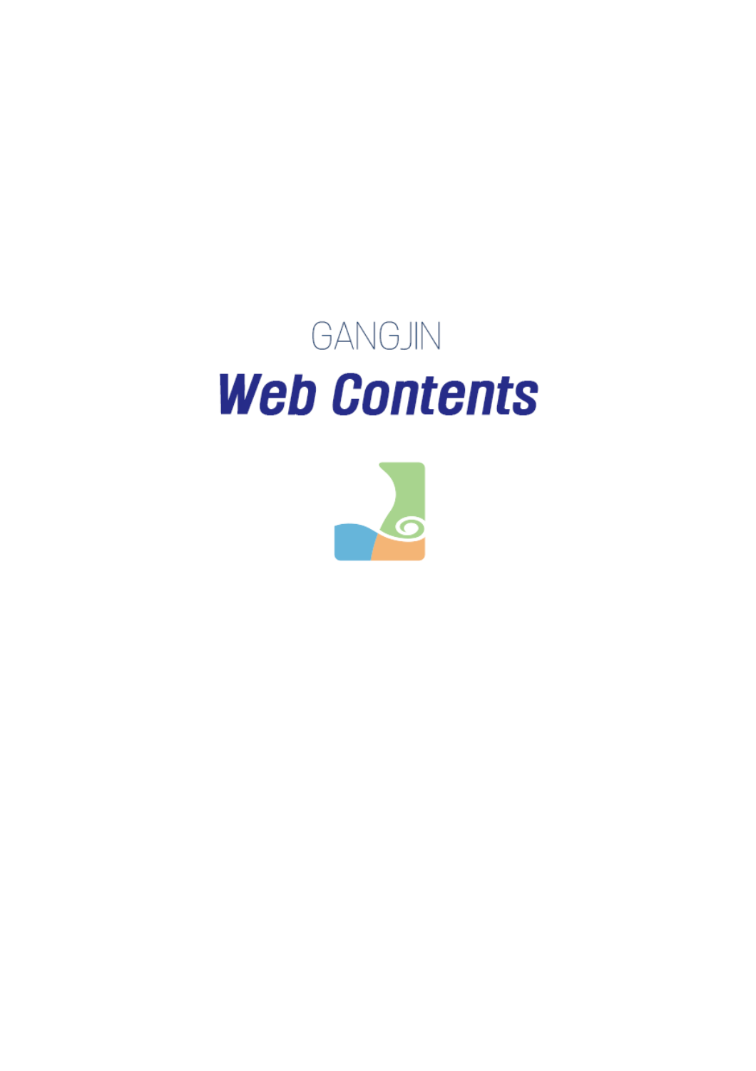GANGJIN

# *Web Contents*